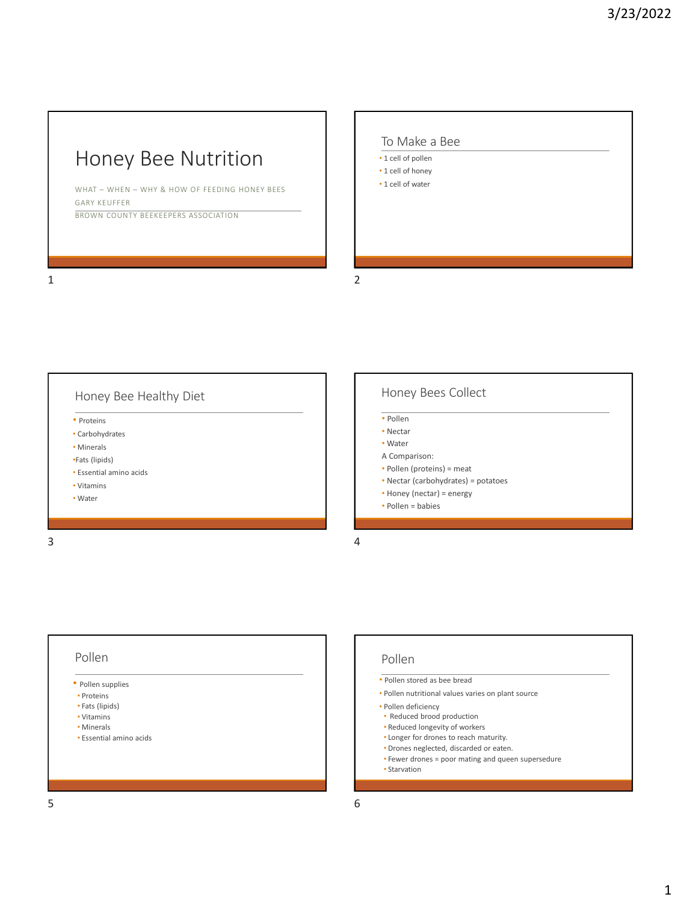# Honey Bee Nutrition

WHAT – WHEN – WHY & HOW OF FEEDING HONEY BEES

GARY KEUFFER

BROWN COUNTY BEEKEEPERS ASSOCIATION

## To Make a Bee

- 1 cell of pollen
- 1 cell of honey
- 1 cell of water

## Honey Bee Healthy Diet

- Proteins
- Carbohydrates
- Minerals
- Fats (lipids)
- Essential amino acids
- Vitamins
- Water

## Honey Bees Collect

- Pollen
- Nectar
- Water

A Comparison:

- Pollen (proteins) = meat
- Nectar (carbohydrates) = potatoes
- Honey (nectar) = energy
- Pollen = babies

## Pollen

- Pollen supplies
  - Proteins
  - Fats (lipids)
  - Vitamins
  - Minerals
  - Essential amino acids

## Pollen

- Pollen stored as bee bread
- Pollen nutritional values varies on plant source
- Pollen deficiency
  - Reduced brood production
  - Reduced longevity of workers
  - Longer for drones to reach maturity.
  - Drones neglected, discarded or eaten.
  - Fewer drones = poor mating and queen supersedure
  - Starvation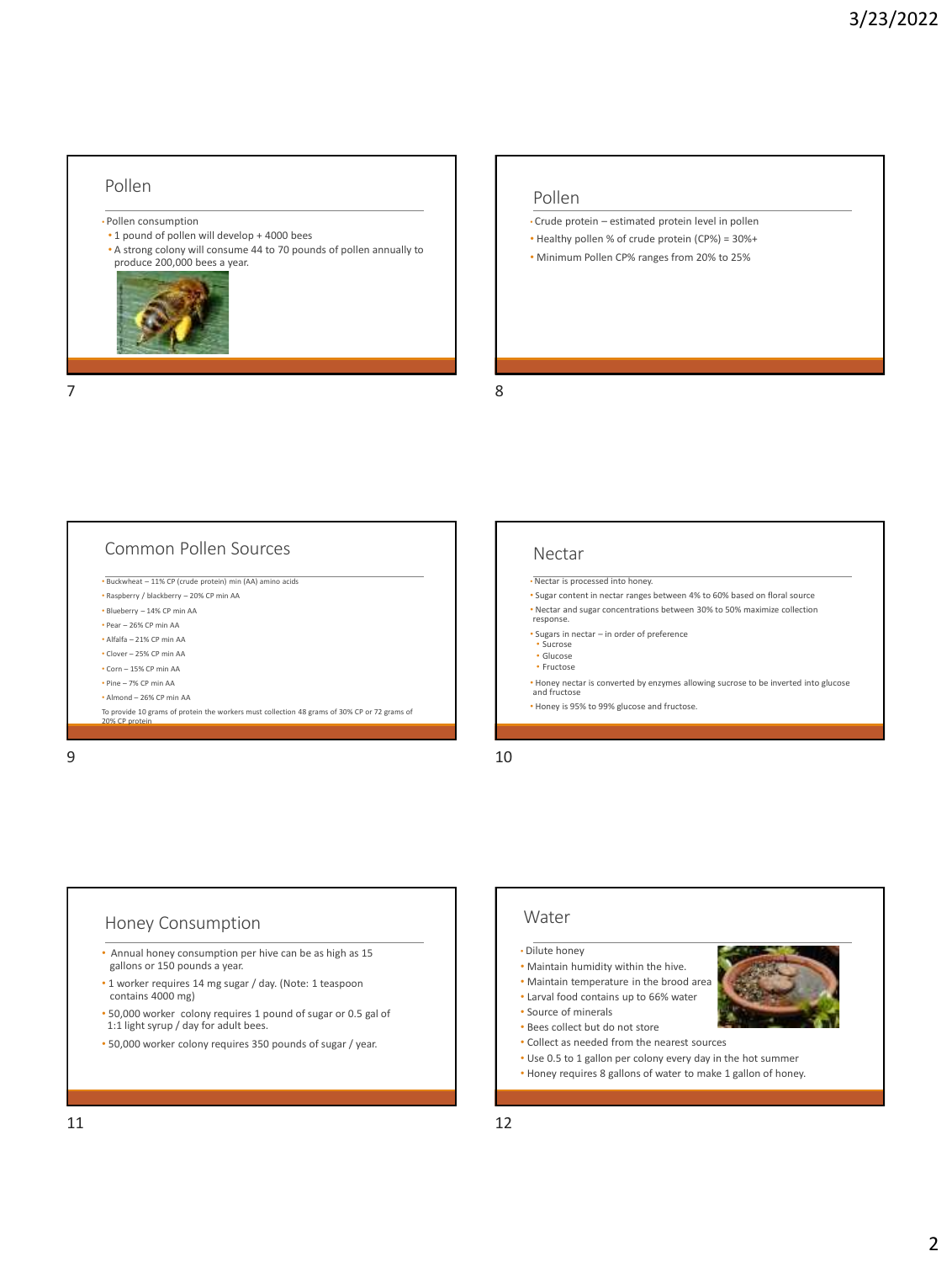## Pollen

- Pollen consumption
  - 1 pound of pollen will develop + 4000 bees
  - A strong colony will consume 44 to 70 pounds of pollen annually to produce 200,000 bees a year.

## Pollen

- Crude protein – estimated protein level in pollen
- Healthy pollen % of crude protein (CP%) = 30%+
- Minimum Pollen CP% ranges from 20% to 25%

## Common Pollen Sources

- Buckwheat – 11% CP (crude protein) min (AA) amino acids
- Raspberry / blackberry – 20% CP min AA
- Blueberry – 14% CP min AA
- Pear – 26% CP min AA
- Alfalfa – 21% CP min AA
- Clover – 25% CP min AA
- Corn – 15% CP min AA
- Pine – 7% CP min AA
- Almond – 26% CP min AA

To provide 10 grams of protein the workers must collection 48 grams of 30% CP or 72 grams of 20% CP protein

## Nectar

- Nectar is processed into honey.
- Sugar content in nectar ranges between 4% to 60% based on floral source
- Nectar and sugar concentrations between 30% to 50% maximize collection response.
- Sugars in nectar – in order of preference
  - Sucrose
  - Glucose
  - Fructose
- Honey nectar is converted by enzymes allowing sucrose to be inverted into glucose and fructose
- Honey is 95% to 99% glucose and fructose.

## Honey Consumption

- Annual honey consumption per hive can be as high as 15 gallons or 150 pounds a year.
- 1 worker requires 14 mg sugar / day. (Note: 1 teaspoon contains 4000 mg)
- 50,000 worker colony requires 1 pound of sugar or 0.5 gal of 1:1 light syrup / day for adult bees.
- 50,000 worker colony requires 350 pounds of sugar / year.

## Water

- Dilute honey
- Maintain humidity within the hive.
- Maintain temperature in the brood area
- Larval food contains up to 66% water
- Source of minerals
- Bees collect but do not store
- Collect as needed from the nearest sources
- Use 0.5 to 1 gallon per colony every day in the hot summer
- Honey requires 8 gallons of water to make 1 gallon of honey.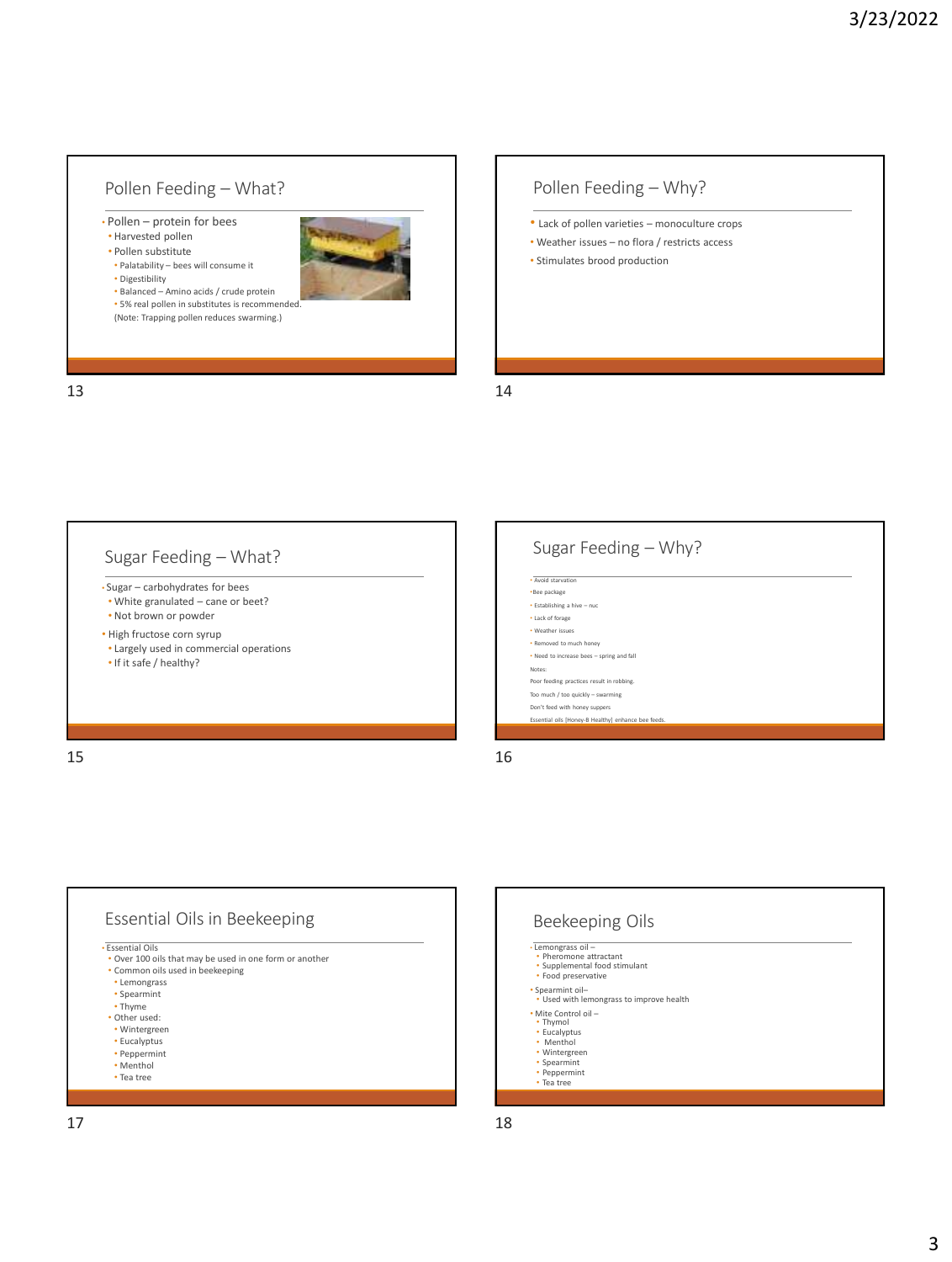## Pollen Feeding – What?

- Pollen – protein for bees
  - Harvested pollen
  - Pollen substitute
    - Palatability – bees will consume it
    - Digestibility
    - Balanced – Amino acids / crude protein
    - 5% real pollen in substitutes is recommended.

(Note: Trapping pollen reduces swarming.)

## Pollen Feeding – Why?

- Lack of pollen varieties – monoculture crops
- Weather issues – no flora / restricts access
- Stimulates brood production

## Sugar Feeding – What?

- Sugar – carbohydrates for bees
  - White granulated – cane or beet?
  - Not brown or powder
- High fructose corn syrup
  - Largely used in commercial operations
  - If it safe / healthy?

## Sugar Feeding – Why?

- Avoid starvation
- Bee package
- Establishing a hive – nuc
- Lack of forage
- Weather issues
- Removed to much honey
- Need to increase bees – spring and fall

Notes:

Poor feeding practices result in robbing.

Too much / too quickly – swarming

Don't feed with honey suppers

Essential oils [Honey-B Healthy] enhance bee feeds.

## Essential Oils in Beekeeping

- Essential Oils
  - Over 100 oils that may be used in one form or another
  - Common oils used in beekeeping
    - Lemongrass
    - Spearmint
    - Thyme
  - Other used:
    - Wintergreen
    - Eucalyptus
    - Peppermint
    - Menthol
    - Tea tree

## Beekeeping Oils

- Lemongrass oil –
  - Pheromone attractant
  - Supplemental food stimulant
  - Food preservative
- Spearmint oil–
  - Used with lemongrass to improve health
- Mite Control oil –
  - Thymol
  - Eucalyptus
  - Menthol
  - Wintergreen
  - Spearmint
  - Peppermint
  - Tea tree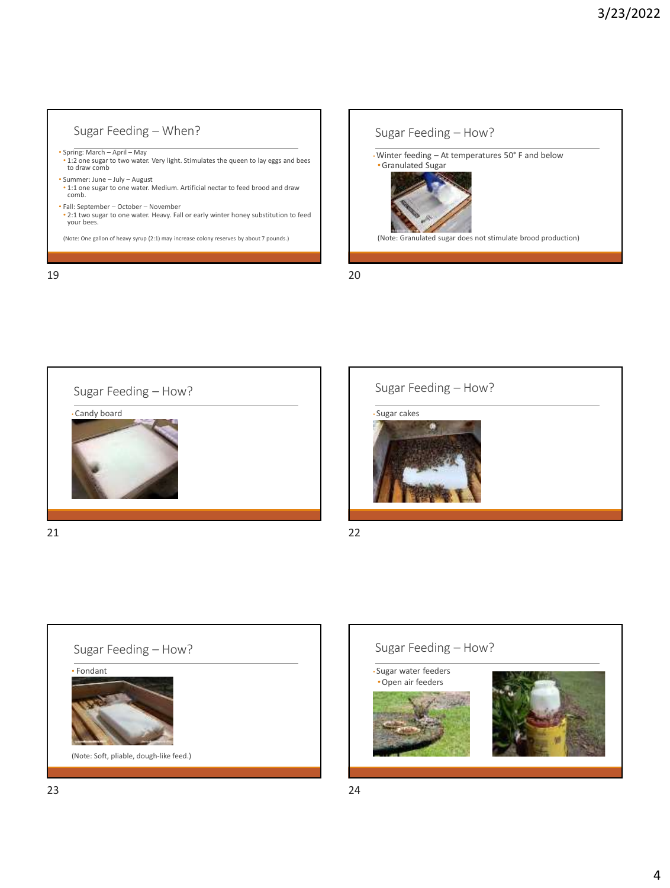## Sugar Feeding – When?

- Spring: March – April – May
  - 1:2 one sugar to two water. Very light. Stimulates the queen to lay eggs and bees to draw comb
- Summer: June – July – August
  - 1:1 one sugar to one water. Medium. Artificial nectar to feed brood and draw comb.
- Fall: September – October – November
  - 2:1 two sugar to one water. Heavy. Fall or early winter honey substitution to feed your bees.

(Note: One gallon of heavy syrup (2:1) may increase colony reserves by about 7 pounds.)

## Sugar Feeding – How?

- Winter feeding – At temperatures 50° F and below
  - Granulated Sugar

(Note: Granulated sugar does not stimulate brood production)

## Sugar Feeding – How?

- Candy board

## Sugar Feeding – How?

- Sugar cakes

## Sugar Feeding – How?

- Fondant

(Note: Soft, pliable, dough-like feed.)

## Sugar Feeding – How?

- Sugar water feeders
  - Open air feeders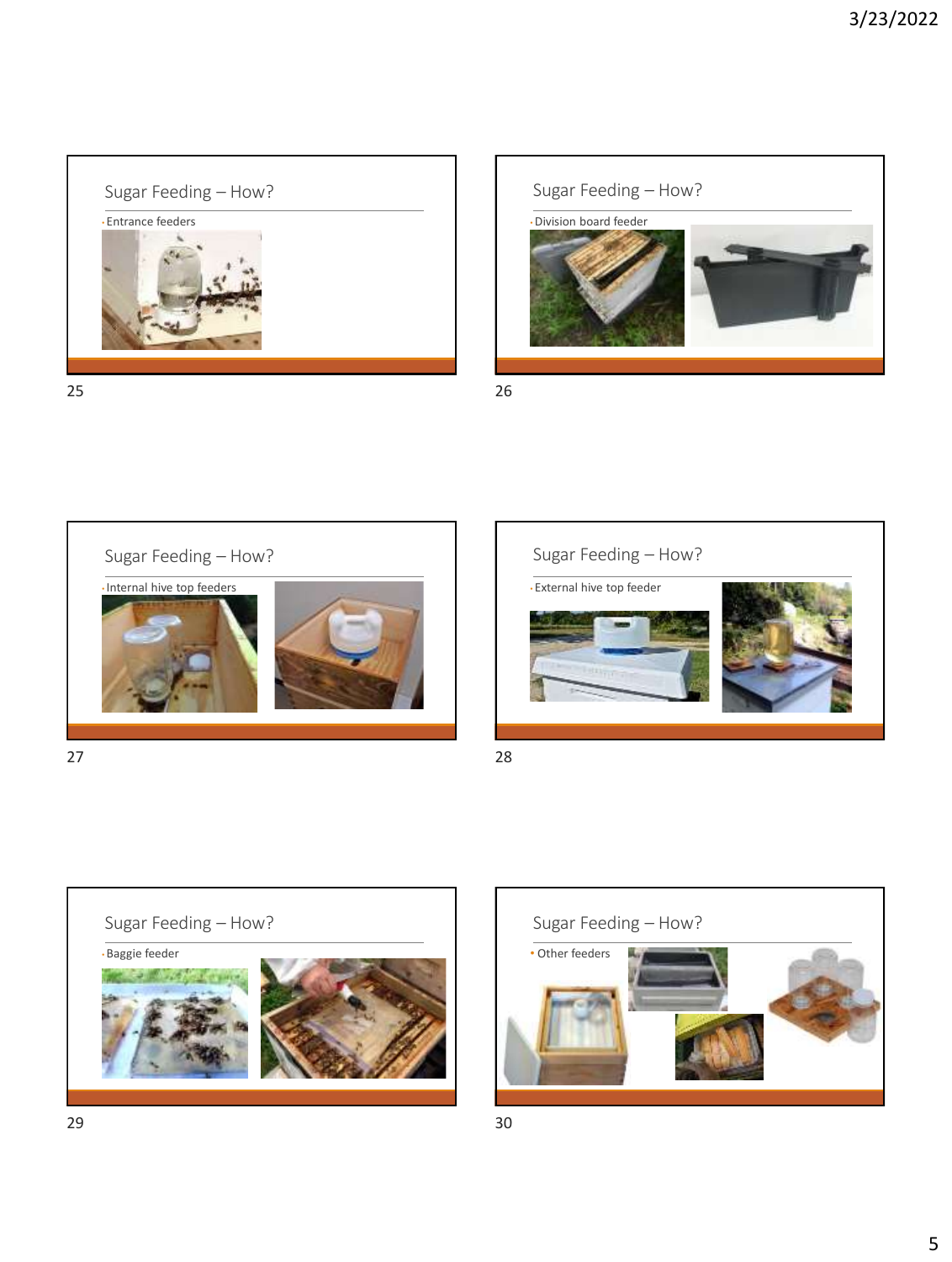## Sugar Feeding – How?

- Entrance feeders

## Sugar Feeding – How?

- Division board feeder

## Sugar Feeding – How?

- Internal hive top feeders

## Sugar Feeding – How?

- External hive top feeder

## Sugar Feeding – How?

- Baggie feeder

## Sugar Feeding – How?

- Other feeders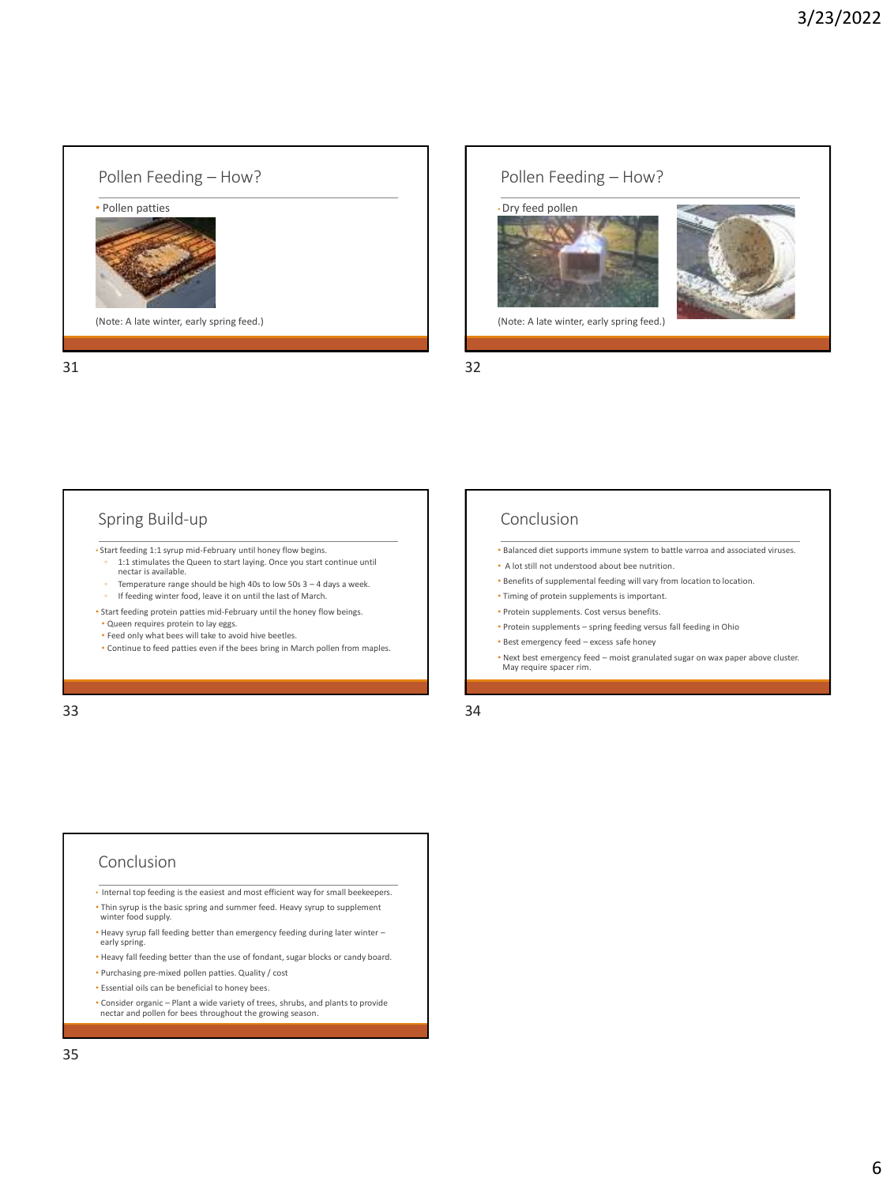## Pollen Feeding – How?

- Pollen patties

(Note: A late winter, early spring feed.)

## Pollen Feeding – How?

- Dry feed pollen

(Note: A late winter, early spring feed.)

## Spring Build-up

- Start feeding 1:1 syrup mid-February until honey flow begins.
  - 1:1 stimulates the Queen to start laying. Once you start continue until nectar is available.
  - Temperature range should be high 40s to low 50s 3 – 4 days a week.
  - If feeding winter food, leave it on until the last of March.
- Start feeding protein patties mid-February until the honey flow beings.
  - Queen requires protein to lay eggs.
  - Feed only what bees will take to avoid hive beetles.
  - Continue to feed patties even if the bees bring in March pollen from maples.

## Conclusion

- Balanced diet supports immune system to battle varroa and associated viruses.
- A lot still not understood about bee nutrition.
- Benefits of supplemental feeding will vary from location to location.
- Timing of protein supplements is important.
- Protein supplements. Cost versus benefits.
- Protein supplements – spring feeding versus fall feeding in Ohio
- Best emergency feed – excess safe honey
- Next best emergency feed – moist granulated sugar on wax paper above cluster. May require spacer rim.

## Conclusion

- Internal top feeding is the easiest and most efficient way for small beekeepers.
- Thin syrup is the basic spring and summer feed. Heavy syrup to supplement winter food supply.
- Heavy syrup fall feeding better than emergency feeding during later winter – early spring.
- Heavy fall feeding better than the use of fondant, sugar blocks or candy board.
- Purchasing pre-mixed pollen patties. Quality / cost
- Essential oils can be beneficial to honey bees.
- Consider organic – Plant a wide variety of trees, shrubs, and plants to provide nectar and pollen for bees throughout the growing season.